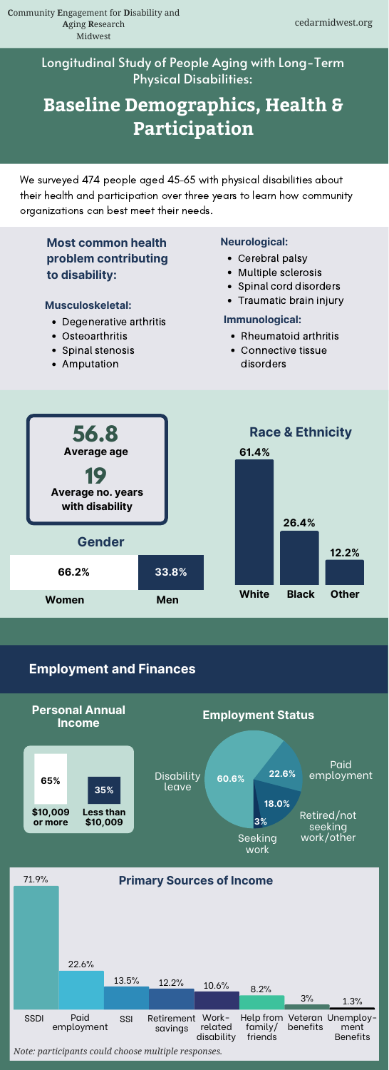**C**ommunity **E**ngagement for **D**isability and **A**ging **R**esearch Midwest

cedarmidwest.org

## Longitudinal Study of People Aging with Long-Term Physical Disabilities:

# Baseline Demographics, Health & Participation

We surveyed 474 people aged 45-65 with physical disabilities about their health and participation over three years to learn how community organizations can best meet their needs.

### Most common health problem contributing to disability:

**Musculoskeletal:**

- Degenerative arthritis
- Osteoarthritis
- Spinal stenosis
- Amputation

**Neurological:**

- Cerebral palsy
- Multiple sclerosis
- Spinal cord disorders
- Traumatic brain injury

**Immunological:**

- Rheumatoid arthritis
- Connective tissue disorders

**56.8** Average age

**19** Average no. years with disability

### Gender

| Women | Men |
|---|---|
| 66.2% | 33.8% |

### Race & Ethnicity

| White | Black | Other |
|---|---|---|
| 61.4% | 26.4% | 12.2% |

## Employment and Finances

### Personal Annual Income

| $10,009 or more | Less than $10,009 |
|---|---|
| 65% | 35% |

### Employment Status

| Status | Percent |
|---|---|
| Disability leave | 60.6% |
| Paid employment | 22.6% |
| Retired/not seeking work/other | 18.0% |
| Seeking work | 3% |

### Primary Sources of Income

| Source | Percent |
|---|---|
| SSDI | 71.9% |
| Paid employment | 22.6% |
| SSI | 13.5% |
| Retirement savings | 12.2% |
| Work-related disability | 10.6% |
| Help from family/friends | 8.2% |
| Veteran benefits | 3% |
| Unemployment Benefits | 1.3% |

*Note: participants could choose multiple responses.*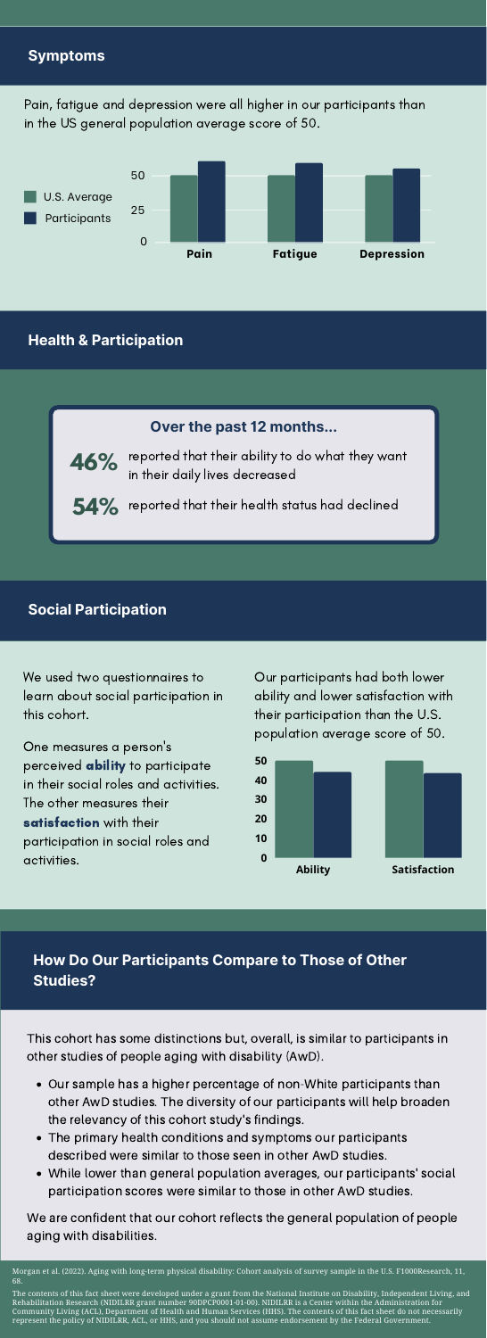## Symptoms

Pain, fatigue and depression were all higher in our participants than in the US general population average score of 50.

U.S. Average
Participants

50
25
0

Pain
Fatigue
Depression

## Health & Participation

### Over the past 12 months...

**46%** reported that their ability to do what they want in their daily lives decreased

**54%** reported that their health status had declined

## Social Participation

We used two questionnaires to learn about social participation in this cohort.

One measures a person's perceived **ability** to participate in their social roles and activities. The other measures their **satisfaction** with their participation in social roles and activities.

Our participants had both lower ability and lower satisfaction with their participation than the U.S. population average score of 50.

50
40
30
20
10
0

Ability
Satisfaction

## How Do Our Participants Compare to Those of Other Studies?

This cohort has some distinctions but, overall, is similar to participants in other studies of people aging with disability (AwD).

- Our sample has a higher percentage of non-White participants than other AwD studies. The diversity of our participants will help broaden the relevancy of this cohort study's findings.
- The primary health conditions and symptoms our participants described were similar to those seen in other AwD studies.
- While lower than general population averages, our participants' social participation scores were similar to those in other AwD studies.

We are confident that our cohort reflects the general population of people aging with disabilities.

Morgan et al. (2022). Aging with long-term physical disability: Cohort analysis of survey sample in the U.S. F1000Research, 11, 68.

The contents of this fact sheet were developed under a grant from the National Institute on Disability, Independent Living, and Rehabilitation Research (NIDILRR grant number 90DPCP0001-01-00). NIDILRR is a Center within the Administration for Community Living (ACL), Department of Health and Human Services (HHS). The contents of this fact sheet do not necessarily represent the policy of NIDILRR, ACL, or HHS, and you should not assume endorsement by the Federal Government.